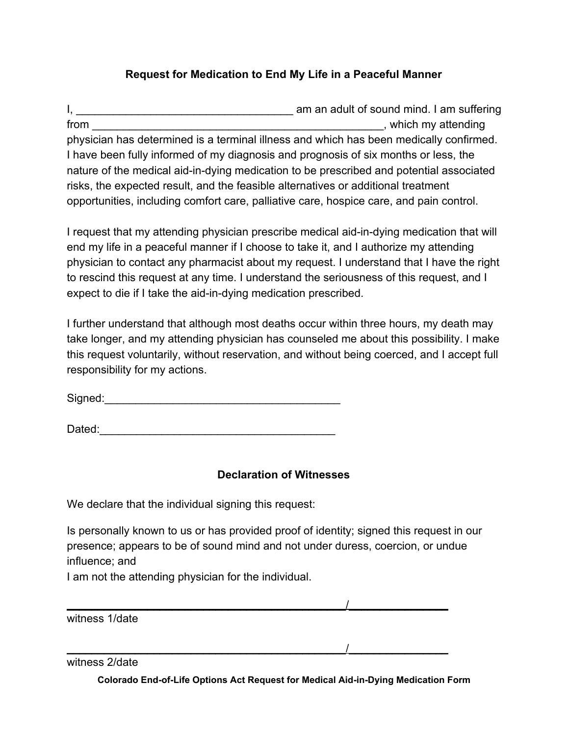## Request for Medication to End My Life in a Peaceful Manner

I, ___________________________________ am an adult of sound mind. I am suffering from _______________________________________________, which my attending physician has determined is a terminal illness and which has been medically confirmed. I have been fully informed of my diagnosis and prognosis of six months or less, the nature of the medical aid-in-dying medication to be prescribed and potential associated risks, the expected result, and the feasible alternatives or additional treatment opportunities, including comfort care, palliative care, hospice care, and pain control.

I request that my attending physician prescribe medical aid-in-dying medication that will end my life in a peaceful manner if I choose to take it, and I authorize my attending physician to contact any pharmacist about my request. I understand that I have the right to rescind this request at any time. I understand the seriousness of this request, and I expect to die if I take the aid-in-dying medication prescribed.

I further understand that although most deaths occur within three hours, my death may take longer, and my attending physician has counseled me about this possibility. I make this request voluntarily, without reservation, and without being coerced, and I accept full responsibility for my actions.

Signed:_______________________________________

Dated:_______________________________________

## Declaration of Witnesses

We declare that the individual signing this request:

Is personally known to us or has provided proof of identity; signed this request in our presence; appears to be of sound mind and not under duress, coercion, or undue influence; and
I am not the attending physician for the individual.

_______________________________________________/________________
witness 1/date

_______________________________________________/________________
witness 2/date

**Colorado End-of-Life Options Act Request for Medical Aid-in-Dying Medication Form**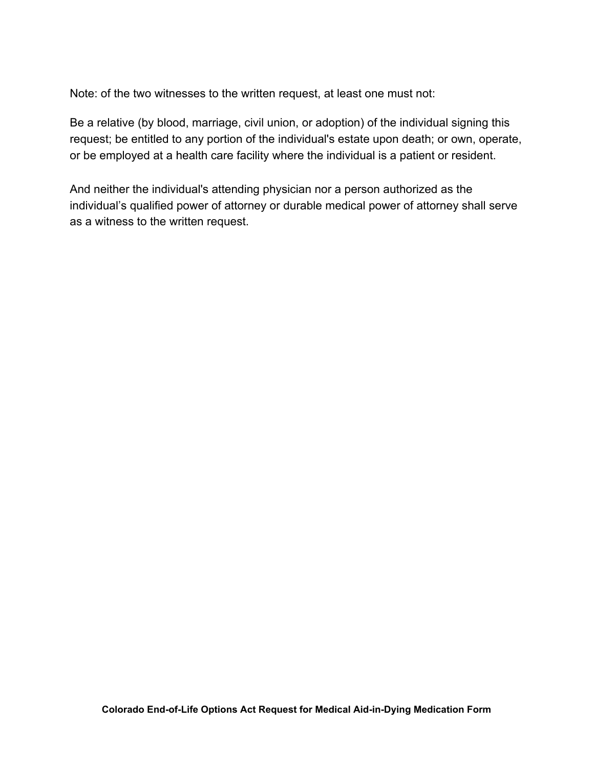Note: of the two witnesses to the written request, at least one must not:

Be a relative (by blood, marriage, civil union, or adoption) of the individual signing this request; be entitled to any portion of the individual's estate upon death; or own, operate, or be employed at a health care facility where the individual is a patient or resident.

And neither the individual's attending physician nor a person authorized as the individual's qualified power of attorney or durable medical power of attorney shall serve as a witness to the written request.